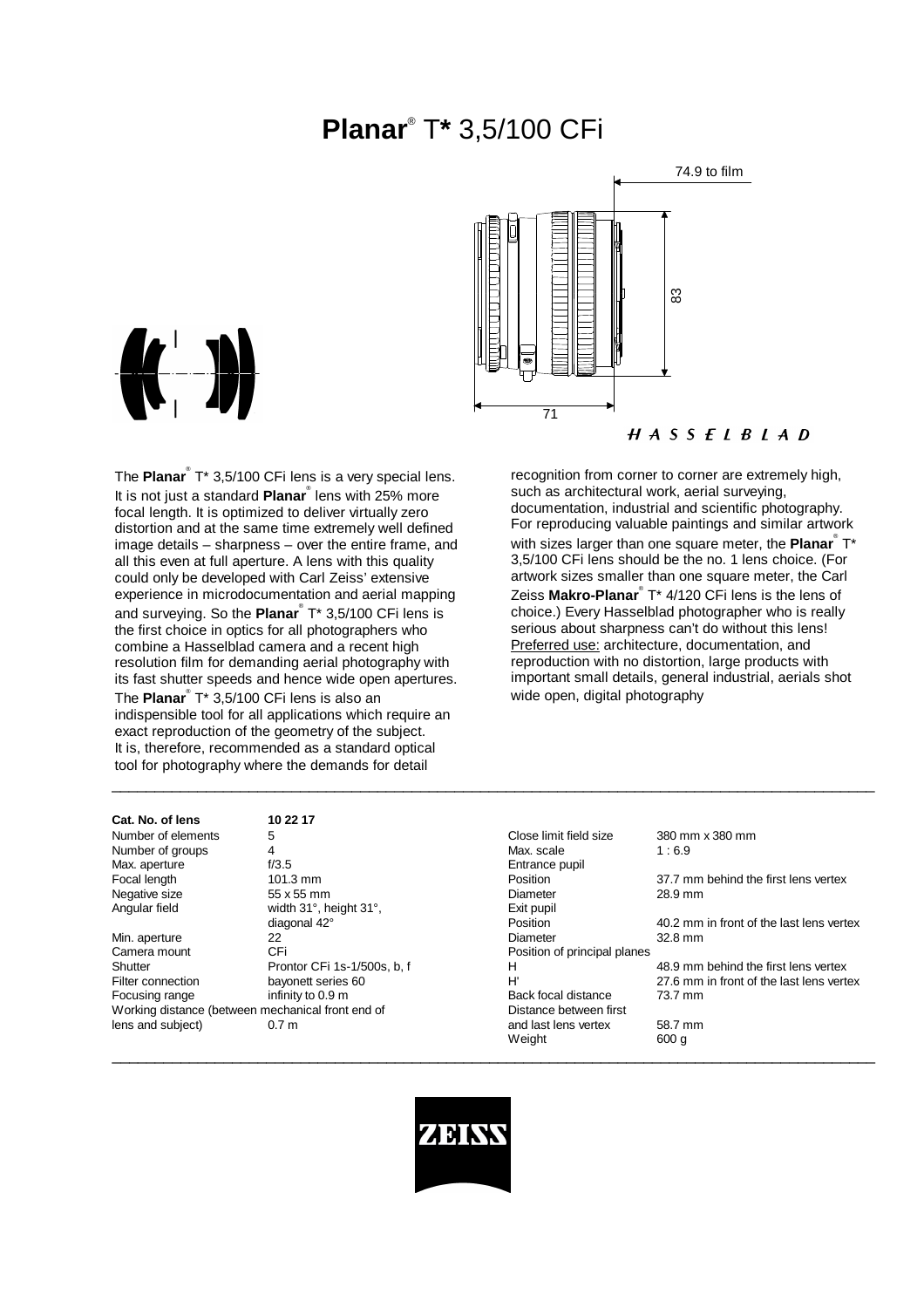# Planar® T* 3,5/100 CFi

74.9 to film

83

71

HASSELBLAD

The **Planar**® T* 3,5/100 CFi lens is a very special lens. It is not just a standard **Planar**® lens with 25% more focal length. It is optimized to deliver virtually zero distortion and at the same time extremely well defined image details – sharpness – over the entire frame, and all this even at full aperture. A lens with this quality could only be developed with Carl Zeiss' extensive experience in microdocumentation and aerial mapping and surveying. So the **Planar**® T* 3,5/100 CFi lens is the first choice in optics for all photographers who combine a Hasselblad camera and a recent high resolution film for demanding aerial photography with its fast shutter speeds and hence wide open apertures. The **Planar**® T* 3,5/100 CFi lens is also an indispensible tool for all applications which require an exact reproduction of the geometry of the subject. It is, therefore, recommended as a standard optical tool for photography where the demands for detail recognition from corner to corner are extremely high, such as architectural work, aerial surveying, documentation, industrial and scientific photography. For reproducing valuable paintings and similar artwork with sizes larger than one square meter, the **Planar**® T* 3,5/100 CFi lens should be the no. 1 lens choice. (For artwork sizes smaller than one square meter, the Carl Zeiss **Makro-Planar**® T* 4/120 CFi lens is the lens of choice.) Every Hasselblad photographer who is really serious about sharpness can't do without this lens!

Preferred use: architecture, documentation, and reproduction with no distortion, large products with important small details, general industrial, aerials shot wide open, digital photography

| **Cat. No. of lens** | **10 22 17** |
|---|---|
| Number of elements | 5 |
| Number of groups | 4 |
| Max. aperture | f/3.5 |
| Focal length | 101.3 mm |
| Negative size | 55 x 55 mm |
| Angular field | width 31°, height 31°, diagonal 42° |
| Min. aperture | 22 |
| Camera mount | CFi |
| Shutter | Prontor CFi 1s-1/500s, b, f |
| Filter connection | bayonett series 60 |
| Focusing range | infinity to 0.9 m |
| Working distance (between mechanical front end of lens and subject) | 0.7 m |
| Close limit field size | 380 mm x 380 mm |
| Max. scale | 1 : 6.9 |
| Entrance pupil | |
| Position | 37.7 mm behind the first lens vertex |
| Diameter | 28.9 mm |
| Exit pupil | |
| Position | 40.2 mm in front of the last lens vertex |
| Diameter | 32.8 mm |
| Position of principal planes | |
| H | 48.9 mm behind the first lens vertex |
| H' | 27.6 mm in front of the last lens vertex |
| Back focal distance | 73.7 mm |
| Distance between first and last lens vertex | 58.7 mm |
| Weight | 600 g |

ZEISS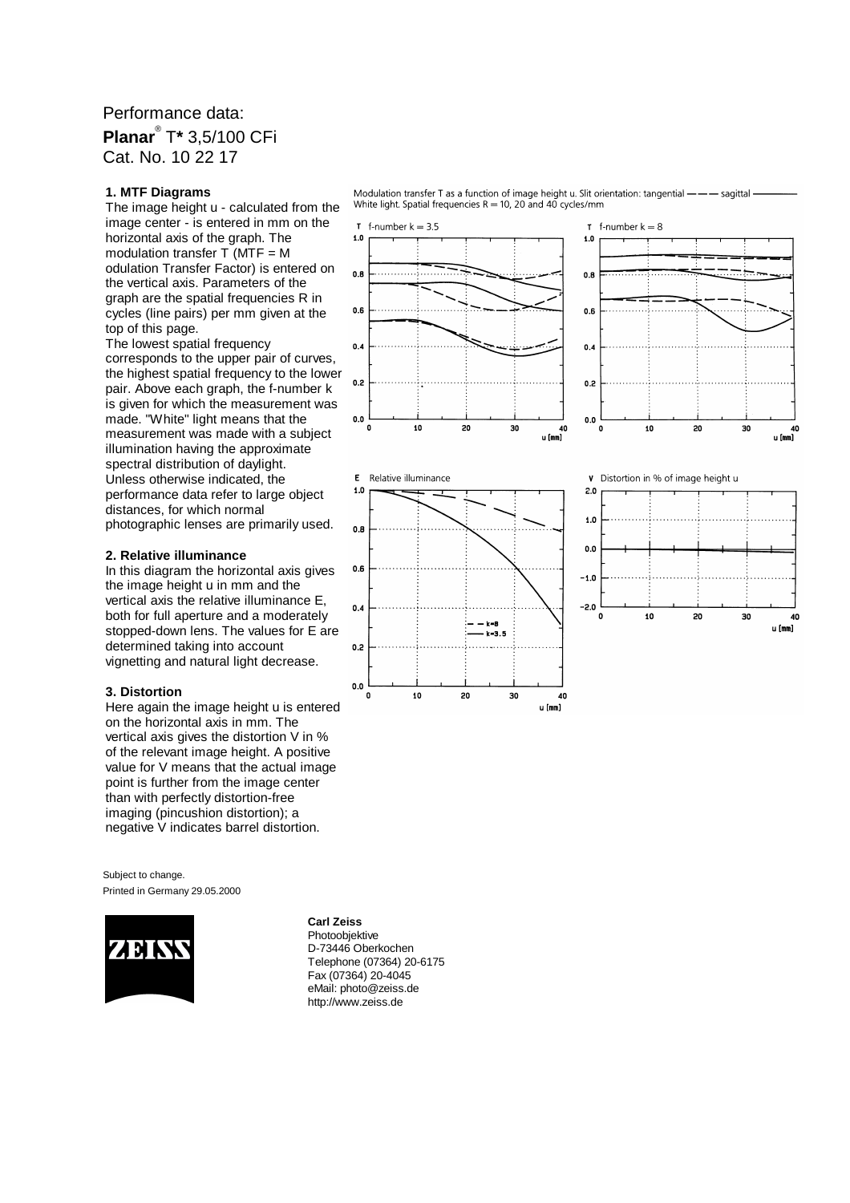Performance data:

**Planar**® T* 3,5/100 CFi

Cat. No. 10 22 17

### 1. MTF Diagrams

The image height u - calculated from the image center - is entered in mm on the horizontal axis of the graph. The modulation transfer T (MTF = M odulation Transfer Factor) is entered on the vertical axis. Parameters of the graph are the spatial frequencies R in cycles (line pairs) per mm given at the top of this page.

The lowest spatial frequency corresponds to the upper pair of curves, the highest spatial frequency to the lower pair. Above each graph, the f-number k is given for which the measurement was made. "White" light means that the measurement was made with a subject illumination having the approximate spectral distribution of daylight.

Unless otherwise indicated, the performance data refer to large object distances, for which normal photographic lenses are primarily used.

### 2. Relative illuminance

In this diagram the horizontal axis gives the image height u in mm and the vertical axis the relative illuminance E, both for full aperture and a moderately stopped-down lens. The values for E are determined taking into account vignetting and natural light decrease.

### 3. Distortion

Here again the image height u is entered on the horizontal axis in mm. The vertical axis gives the distortion V in % of the relevant image height. A positive value for V means that the actual image point is further from the image center than with perfectly distortion-free imaging (pincushion distortion); a negative V indicates barrel distortion.

Modulation transfer T as a function of image height u. Slit orientation: tangential — — — sagittal ———
White light. Spatial frequencies R = 10, 20 and 40 cycles/mm

T f-number k = 3.5
1.0
0.8
0.6
0.4
0.2
0.0
0 10 20 30 40
u [mm]

T f-number k = 8
1.0
0.8
0.6
0.4
0.2
0.0
0 10 20 30 40
u [mm]

E Relative illuminance
1.0
0.8
0.6
0.4
0.2
0.0
0 10 20 30 40
u [mm]
k=8
k=3.5

V Distortion in % of image height u
2.0
1.0
0.0
-1.0
-2.0
0 10 20 30 40
u [mm]

Subject to change.

Printed in Germany 29.05.2000

**Carl Zeiss**
Photoobjektive
D-73446 Oberkochen
Telephone (07364) 20-6175
Fax (07364) 20-4045
eMail: photo@zeiss.de
http://www.zeiss.de